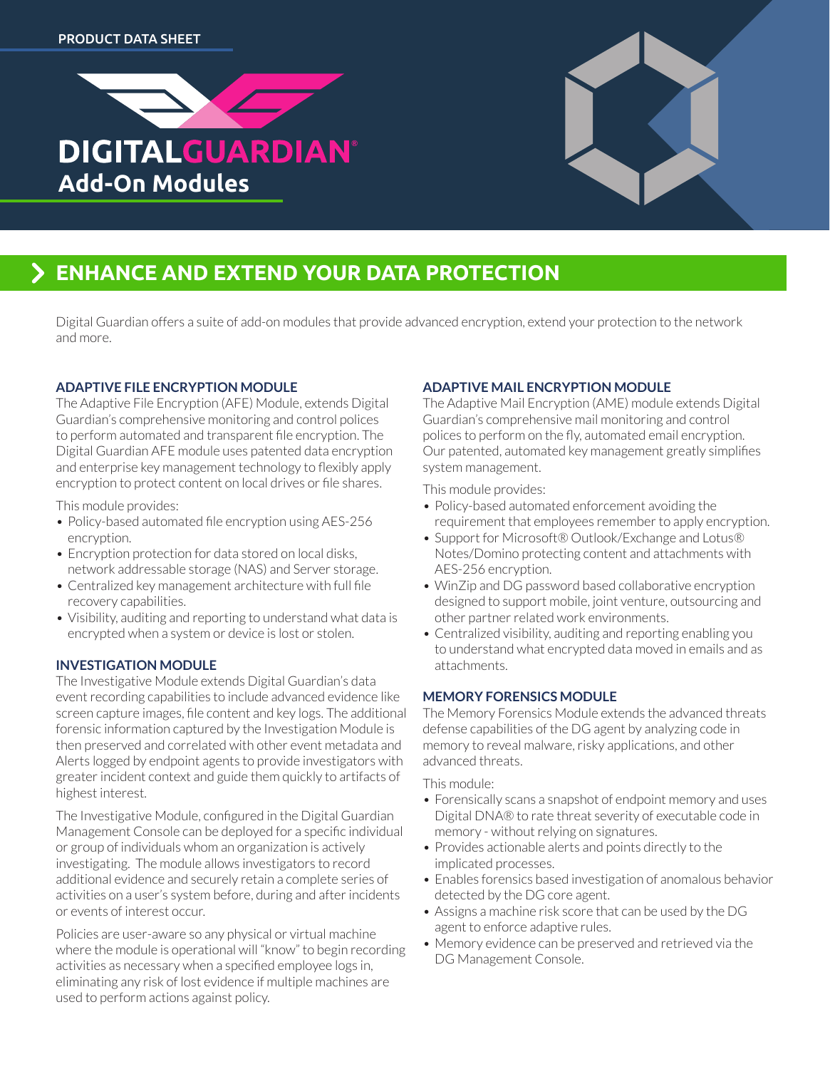PRODUCT DATA SHEET

# DIGITALGUARDIAN®
## Add-On Modules

## ENHANCE AND EXTEND YOUR DATA PROTECTION

Digital Guardian offers a suite of add-on modules that provide advanced encryption, extend your protection to the network and more.

### ADAPTIVE FILE ENCRYPTION MODULE

The Adaptive File Encryption (AFE) Module, extends Digital Guardian's comprehensive monitoring and control polices to perform automated and transparent file encryption. The Digital Guardian AFE module uses patented data encryption and enterprise key management technology to flexibly apply encryption to protect content on local drives or file shares.

This module provides:

- Policy-based automated file encryption using AES-256 encryption.
- Encryption protection for data stored on local disks, network addressable storage (NAS) and Server storage.
- Centralized key management architecture with full file recovery capabilities.
- Visibility, auditing and reporting to understand what data is encrypted when a system or device is lost or stolen.

### INVESTIGATION MODULE

The Investigative Module extends Digital Guardian's data event recording capabilities to include advanced evidence like screen capture images, file content and key logs. The additional forensic information captured by the Investigation Module is then preserved and correlated with other event metadata and Alerts logged by endpoint agents to provide investigators with greater incident context and guide them quickly to artifacts of highest interest.

The Investigative Module, configured in the Digital Guardian Management Console can be deployed for a specific individual or group of individuals whom an organization is actively investigating. The module allows investigators to record additional evidence and securely retain a complete series of activities on a user's system before, during and after incidents or events of interest occur.

Policies are user-aware so any physical or virtual machine where the module is operational will "know" to begin recording activities as necessary when a specified employee logs in, eliminating any risk of lost evidence if multiple machines are used to perform actions against policy.

### ADAPTIVE MAIL ENCRYPTION MODULE

The Adaptive Mail Encryption (AME) module extends Digital Guardian's comprehensive mail monitoring and control polices to perform on the fly, automated email encryption. Our patented, automated key management greatly simplifies system management.

This module provides:

- Policy-based automated enforcement avoiding the requirement that employees remember to apply encryption.
- Support for Microsoft® Outlook/Exchange and Lotus® Notes/Domino protecting content and attachments with AES-256 encryption.
- WinZip and DG password based collaborative encryption designed to support mobile, joint venture, outsourcing and other partner related work environments.
- Centralized visibility, auditing and reporting enabling you to understand what encrypted data moved in emails and as attachments.

### MEMORY FORENSICS MODULE

The Memory Forensics Module extends the advanced threats defense capabilities of the DG agent by analyzing code in memory to reveal malware, risky applications, and other advanced threats.

This module:

- Forensically scans a snapshot of endpoint memory and uses Digital DNA® to rate threat severity of executable code in memory - without relying on signatures.
- Provides actionable alerts and points directly to the implicated processes.
- Enables forensics based investigation of anomalous behavior detected by the DG core agent.
- Assigns a machine risk score that can be used by the DG agent to enforce adaptive rules.
- Memory evidence can be preserved and retrieved via the DG Management Console.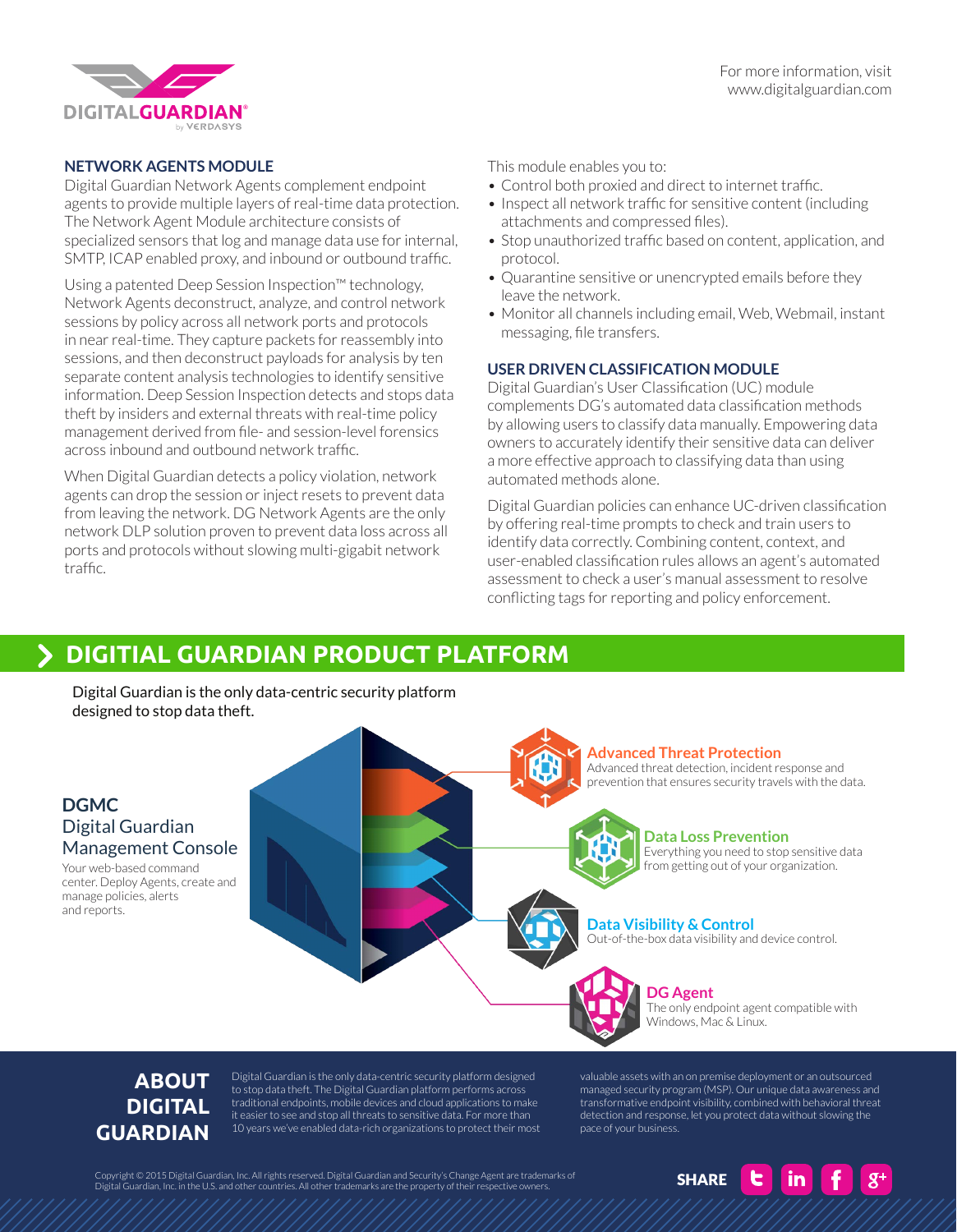For more information, visit www.digitalguardian.com

## NETWORK AGENTS MODULE

Digital Guardian Network Agents complement endpoint agents to provide multiple layers of real-time data protection. The Network Agent Module architecture consists of specialized sensors that log and manage data use for internal, SMTP, ICAP enabled proxy, and inbound or outbound traffic.

Using a patented Deep Session Inspection™ technology, Network Agents deconstruct, analyze, and control network sessions by policy across all network ports and protocols in near real-time. They capture packets for reassembly into sessions, and then deconstruct payloads for analysis by ten separate content analysis technologies to identify sensitive information. Deep Session Inspection detects and stops data theft by insiders and external threats with real-time policy management derived from file- and session-level forensics across inbound and outbound network traffic.

When Digital Guardian detects a policy violation, network agents can drop the session or inject resets to prevent data from leaving the network. DG Network Agents are the only network DLP solution proven to prevent data loss across all ports and protocols without slowing multi-gigabit network traffic.

This module enables you to:

- Control both proxied and direct to internet traffic.
- Inspect all network traffic for sensitive content (including attachments and compressed files).
- Stop unauthorized traffic based on content, application, and protocol.
- Quarantine sensitive or unencrypted emails before they leave the network.
- Monitor all channels including email, Web, Webmail, instant messaging, file transfers.

## USER DRIVEN CLASSIFICATION MODULE

Digital Guardian's User Classification (UC) module complements DG's automated data classification methods by allowing users to classify data manually. Empowering data owners to accurately identify their sensitive data can deliver a more effective approach to classifying data than using automated methods alone.

Digital Guardian policies can enhance UC-driven classification by offering real-time prompts to check and train users to identify data correctly. Combining content, context, and user-enabled classification rules allows an agent's automated assessment to check a user's manual assessment to resolve conflicting tags for reporting and policy enforcement.

# DIGITIAL GUARDIAN PRODUCT PLATFORM

Digital Guardian is the only data-centric security platform designed to stop data theft.

**DGMC**
Digital Guardian Management Console

Your web-based command center. Deploy Agents, create and manage policies, alerts and reports.

**Advanced Threat Protection**
Advanced threat detection, incident response and prevention that ensures security travels with the data.

**Data Loss Prevention**
Everything you need to stop sensitive data from getting out of your organization.

**Data Visibility & Control**
Out-of-the-box data visibility and device control.

**DG Agent**
The only endpoint agent compatible with Windows, Mac & Linux.

## ABOUT DIGITAL GUARDIAN

Digital Guardian is the only data-centric security platform designed to stop data theft. The Digital Guardian platform performs across traditional endpoints, mobile devices and cloud applications to make it easier to see and stop all threats to sensitive data. For more than 10 years we've enabled data-rich organizations to protect their most valuable assets with an on premise deployment or an outsourced managed security program (MSP). Our unique data awareness and transformative endpoint visibility, combined with behavioral threat detection and response, let you protect data without slowing the pace of your business.

Copyright © 2015 Digital Guardian, Inc. All rights reserved. Digital Guardian and Security's Change Agent are trademarks of Digital Guardian, Inc. in the U.S. and other countries. All other trademarks are the property of their respective owners.

SHARE